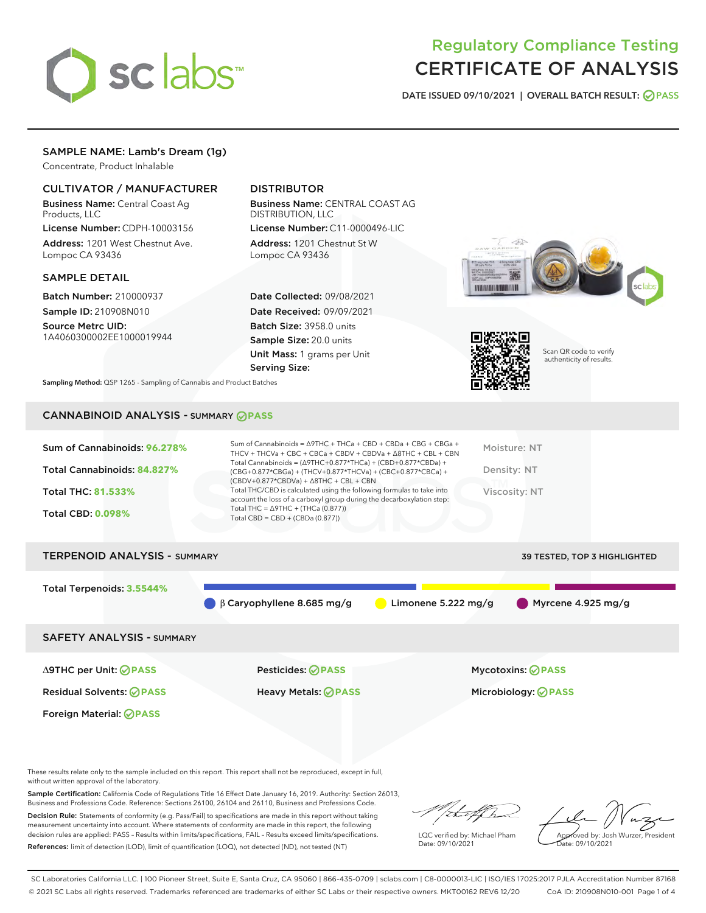# Regulatory Compliance Testing
# CERTIFICATE OF ANALYSIS

DATE ISSUED 09/10/2021 | OVERALL BATCH RESULT: PASS

## SAMPLE NAME: Lamb's Dream (1g)

Concentrate, Product Inhalable

### CULTIVATOR / MANUFACTURER

**Business Name:** Central Coast Ag Products, LLC

**License Number:** CDPH-10003156

**Address:** 1201 West Chestnut Ave. Lompoc CA 93436

### DISTRIBUTOR

**Business Name:** CENTRAL COAST AG DISTRIBUTION, LLC

**License Number:** C11-0000496-LIC

**Address:** 1201 Chestnut St W Lompoc CA 93436

### SAMPLE DETAIL

**Batch Number:** 210000937

**Sample ID:** 210908N010

**Source Metrc UID:** 1A4060300002EE1000019944

**Date Collected:** 09/08/2021

**Date Received:** 09/09/2021

**Batch Size:** 3958.0 units

**Sample Size:** 20.0 units

**Unit Mass:** 1 grams per Unit

**Serving Size:**

Scan QR code to verify authenticity of results.

**Sampling Method:** QSP 1265 - Sampling of Cannabis and Product Batches

## CANNABINOID ANALYSIS - SUMMARY PASS

Sum of Cannabinoids: **96.278%**

Total Cannabinoids: **84.827%**

Total THC: **81.533%**

Total CBD: **0.098%**

Sum of Cannabinoids = Δ9THC + THCa + CBD + CBDa + CBG + CBGa + THCV + THCVa + CBC + CBCa + CBDV + CBDVa + Δ8THC + CBL + CBN

Total Cannabinoids = (Δ9THC+0.877*THCa) + (CBD+0.877*CBDa) + (CBG+0.877*CBGa) + (THCV+0.877*THCVa) + (CBC+0.877*CBCa) + (CBDV+0.877*CBDVa) + Δ8THC + CBL + CBN

Total THC/CBD is calculated using the following formulas to take into account the loss of a carboxyl group during the decarboxylation step:

Total THC = Δ9THC + (THCa (0.877))

Total CBD = CBD + (CBDa (0.877))

Moisture: NT

Density: NT

Viscosity: NT

## TERPENOID ANALYSIS - SUMMARY

39 TESTED, TOP 3 HIGHLIGHTED

Total Terpenoids: **3.5544%**

β Caryophyllene 8.685 mg/g | Limonene 5.222 mg/g | Myrcene 4.925 mg/g

## SAFETY ANALYSIS - SUMMARY

| | | |
|---|---|---|
| Δ9THC per Unit: PASS | Pesticides: PASS | Mycotoxins: PASS |
| Residual Solvents: PASS | Heavy Metals: PASS | Microbiology: PASS |
| Foreign Material: PASS | | |

These results relate only to the sample included on this report. This report shall not be reproduced, except in full, without written approval of the laboratory.

**Sample Certification:** California Code of Regulations Title 16 Effect Date January 16, 2019. Authority: Section 26013, Business and Professions Code. Reference: Sections 26100, 26104 and 26110, Business and Professions Code.

**Decision Rule:** Statements of conformity (e.g. Pass/Fail) to specifications are made in this report without taking measurement uncertainty into account. Where statements of conformity are made in this report, the following decision rules are applied: PASS – Results within limits/specifications, FAIL – Results exceed limits/specifications.

**References:** limit of detection (LOD), limit of quantification (LOQ), not detected (ND), not tested (NT)

LQC verified by: Michael Pham
Date: 09/10/2021

Approved by: Josh Wurzer, President
Date: 09/10/2021

SC Laboratories California LLC. | 100 Pioneer Street, Suite E, Santa Cruz, CA 95060 | 866-435-0709 | sclabs.com | C8-0000013-LIC | ISO/IES 17025:2017 PJLA Accreditation Number 87168
© 2021 SC Labs all rights reserved. Trademarks referenced are trademarks of either SC Labs or their respective owners. MKT00162 REV6 12/20 CoA ID: 210908N010-001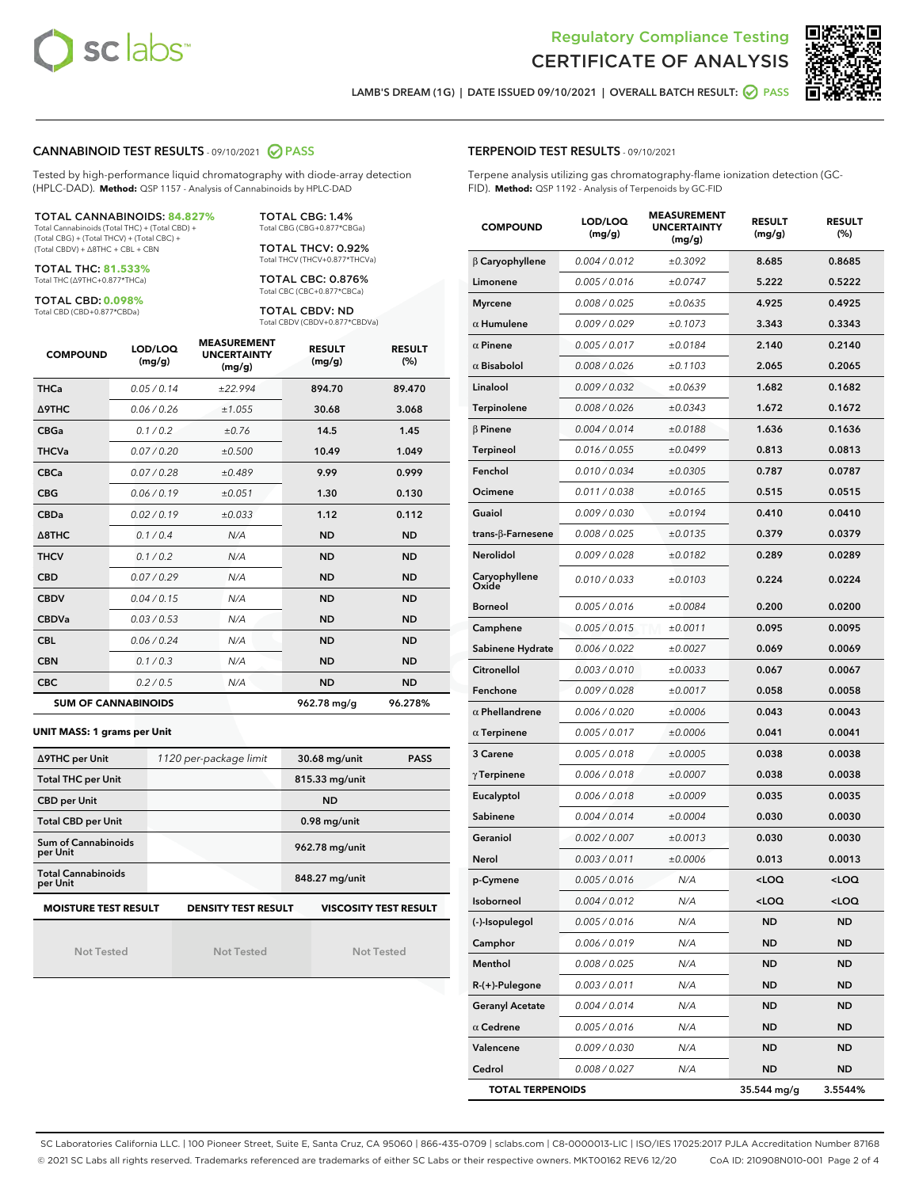Regulatory Compliance Testing
CERTIFICATE OF ANALYSIS

LAMB'S DREAM (1G) | DATE ISSUED 09/10/2021 | OVERALL BATCH RESULT: PASS

## CANNABINOID TEST RESULTS - 09/10/2021 PASS

Tested by high-performance liquid chromatography with diode-array detection (HPLC-DAD). **Method:** QSP 1157 - Analysis of Cannabinoids by HPLC-DAD

**TOTAL CANNABINOIDS: 84.827%**
Total Cannabinoids (Total THC) + (Total CBD) + (Total CBG) + (Total THCV) + (Total CBC) + (Total CBDV) + Δ8THC + CBL + CBN

**TOTAL THC: 81.533%**
Total THC (Δ9THC+0.877*THCa)

**TOTAL CBD: 0.098%**
Total CBD (CBD+0.877*CBDa)

**TOTAL CBG: 1.4%**
Total CBG (CBG+0.877*CBGa)

**TOTAL THCV: 0.92%**
Total THCV (THCV+0.877*THCVa)

**TOTAL CBC: 0.876%**
Total CBC (CBC+0.877*CBCa)

**TOTAL CBDV: ND**
Total CBDV (CBDV+0.877*CBDVa)

| COMPOUND | LOD/LOQ (mg/g) | MEASUREMENT UNCERTAINTY (mg/g) | RESULT (mg/g) | RESULT (%) |
|---|---|---|---|---|
| THCa | 0.05 / 0.14 | ±22.994 | 894.70 | 89.470 |
| Δ9THC | 0.06 / 0.26 | ±1.055 | 30.68 | 3.068 |
| CBGa | 0.1 / 0.2 | ±0.76 | 14.5 | 1.45 |
| THCVa | 0.07 / 0.20 | ±0.500 | 10.49 | 1.049 |
| CBCa | 0.07 / 0.28 | ±0.489 | 9.99 | 0.999 |
| CBG | 0.06 / 0.19 | ±0.051 | 1.30 | 0.130 |
| CBDa | 0.02 / 0.19 | ±0.033 | 1.12 | 0.112 |
| Δ8THC | 0.1 / 0.4 | N/A | ND | ND |
| THCV | 0.1 / 0.2 | N/A | ND | ND |
| CBD | 0.07 / 0.29 | N/A | ND | ND |
| CBDV | 0.04 / 0.15 | N/A | ND | ND |
| CBDVa | 0.03 / 0.53 | N/A | ND | ND |
| CBL | 0.06 / 0.24 | N/A | ND | ND |
| CBN | 0.1 / 0.3 | N/A | ND | ND |
| CBC | 0.2 / 0.5 | N/A | ND | ND |
| **SUM OF CANNABINOIDS** | | | 962.78 mg/g | 96.278% |

**UNIT MASS: 1 grams per Unit**

| | | | |
|---|---|---|---|
| Δ9THC per Unit | 1120 per-package limit | 30.68 mg/unit | PASS |
| Total THC per Unit | | 815.33 mg/unit | |
| CBD per Unit | | ND | |
| Total CBD per Unit | | 0.98 mg/unit | |
| Sum of Cannabinoids per Unit | | 962.78 mg/unit | |
| Total Cannabinoids per Unit | | 848.27 mg/unit | |

| MOISTURE TEST RESULT | DENSITY TEST RESULT | VISCOSITY TEST RESULT |
|---|---|---|
| Not Tested | Not Tested | Not Tested |

## TERPENOID TEST RESULTS - 09/10/2021

Terpene analysis utilizing gas chromatography-flame ionization detection (GC-FID). **Method:** QSP 1192 - Analysis of Terpenoids by GC-FID

| COMPOUND | LOD/LOQ (mg/g) | MEASUREMENT UNCERTAINTY (mg/g) | RESULT (mg/g) | RESULT (%) |
|---|---|---|---|---|
| β Caryophyllene | 0.004 / 0.012 | ±0.3092 | 8.685 | 0.8685 |
| Limonene | 0.005 / 0.016 | ±0.0747 | 5.222 | 0.5222 |
| Myrcene | 0.008 / 0.025 | ±0.0635 | 4.925 | 0.4925 |
| α Humulene | 0.009 / 0.029 | ±0.1073 | 3.343 | 0.3343 |
| α Pinene | 0.005 / 0.017 | ±0.0184 | 2.140 | 0.2140 |
| α Bisabolol | 0.008 / 0.026 | ±0.1103 | 2.065 | 0.2065 |
| Linalool | 0.009 / 0.032 | ±0.0639 | 1.682 | 0.1682 |
| Terpinolene | 0.008 / 0.026 | ±0.0343 | 1.672 | 0.1672 |
| β Pinene | 0.004 / 0.014 | ±0.0188 | 1.636 | 0.1636 |
| Terpineol | 0.016 / 0.055 | ±0.0499 | 0.813 | 0.0813 |
| Fenchol | 0.010 / 0.034 | ±0.0305 | 0.787 | 0.0787 |
| Ocimene | 0.011 / 0.038 | ±0.0165 | 0.515 | 0.0515 |
| Guaiol | 0.009 / 0.030 | ±0.0194 | 0.410 | 0.0410 |
| trans-β-Farnesene | 0.008 / 0.025 | ±0.0135 | 0.379 | 0.0379 |
| Nerolidol | 0.009 / 0.028 | ±0.0182 | 0.289 | 0.0289 |
| Caryophyllene Oxide | 0.010 / 0.033 | ±0.0103 | 0.224 | 0.0224 |
| Borneol | 0.005 / 0.016 | ±0.0084 | 0.200 | 0.0200 |
| Camphene | 0.005 / 0.015 | ±0.0011 | 0.095 | 0.0095 |
| Sabinene Hydrate | 0.006 / 0.022 | ±0.0027 | 0.069 | 0.0069 |
| Citronellol | 0.003 / 0.010 | ±0.0033 | 0.067 | 0.0067 |
| Fenchone | 0.009 / 0.028 | ±0.0017 | 0.058 | 0.0058 |
| α Phellandrene | 0.006 / 0.020 | ±0.0006 | 0.043 | 0.0043 |
| α Terpinene | 0.005 / 0.017 | ±0.0006 | 0.041 | 0.0041 |
| 3 Carene | 0.005 / 0.018 | ±0.0005 | 0.038 | 0.0038 |
| γ Terpinene | 0.006 / 0.018 | ±0.0007 | 0.038 | 0.0038 |
| Eucalyptol | 0.006 / 0.018 | ±0.0009 | 0.035 | 0.0035 |
| Sabinene | 0.004 / 0.014 | ±0.0004 | 0.030 | 0.0030 |
| Geraniol | 0.002 / 0.007 | ±0.0013 | 0.030 | 0.0030 |
| Nerol | 0.003 / 0.011 | ±0.0006 | 0.013 | 0.0013 |
| p-Cymene | 0.005 / 0.016 | N/A | <LOQ | <LOQ |
| Isoborneol | 0.004 / 0.012 | N/A | <LOQ | <LOQ |
| (-)-Isopulegol | 0.005 / 0.016 | N/A | ND | ND |
| Camphor | 0.006 / 0.019 | N/A | ND | ND |
| Menthol | 0.008 / 0.025 | N/A | ND | ND |
| R-(+)-Pulegone | 0.003 / 0.011 | N/A | ND | ND |
| Geranyl Acetate | 0.004 / 0.014 | N/A | ND | ND |
| α Cedrene | 0.005 / 0.016 | N/A | ND | ND |
| Valencene | 0.009 / 0.030 | N/A | ND | ND |
| Cedrol | 0.008 / 0.027 | N/A | ND | ND |
| **TOTAL TERPENOIDS** | | | 35.544 mg/g | 3.5544% |

SC Laboratories California LLC. | 100 Pioneer Street, Suite E, Santa Cruz, CA 95060 | 866-435-0709 | sclabs.com | C8-0000013-LIC | ISO/IES 17025:2017 PJLA Accreditation Number 87168
© 2021 SC Labs all rights reserved. Trademarks referenced are trademarks of either SC Labs or their respective owners. MKT00162 REV6 12/20 CoA ID: 210908N010-001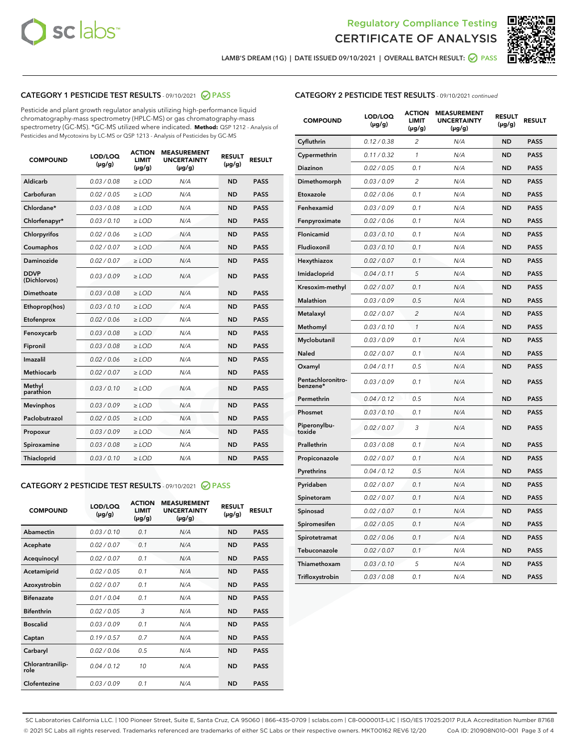Regulatory Compliance Testing

# CERTIFICATE OF ANALYSIS

LAMB'S DREAM (1G) | DATE ISSUED 09/10/2021 | OVERALL BATCH RESULT: PASS

## CATEGORY 1 PESTICIDE TEST RESULTS - 09/10/2021 PASS

Pesticide and plant growth regulator analysis utilizing high-performance liquid chromatography-mass spectrometry (HPLC-MS) or gas chromatography-mass spectrometry (GC-MS). *GC-MS utilized where indicated. **Method:** QSP 1212 - Analysis of Pesticides and Mycotoxins by LC-MS or QSP 1213 - Analysis of Pesticides by GC-MS

| COMPOUND | LOD/LOQ (µg/g) | ACTION LIMIT (µg/g) | MEASUREMENT UNCERTAINTY (µg/g) | RESULT (µg/g) | RESULT |
|---|---|---|---|---|---|
| Aldicarb | 0.03 / 0.08 | ≥ LOD | N/A | ND | PASS |
| Carbofuran | 0.02 / 0.05 | ≥ LOD | N/A | ND | PASS |
| Chlordane* | 0.03 / 0.08 | ≥ LOD | N/A | ND | PASS |
| Chlorfenapyr* | 0.03 / 0.10 | ≥ LOD | N/A | ND | PASS |
| Chlorpyrifos | 0.02 / 0.06 | ≥ LOD | N/A | ND | PASS |
| Coumaphos | 0.02 / 0.07 | ≥ LOD | N/A | ND | PASS |
| Daminozide | 0.02 / 0.07 | ≥ LOD | N/A | ND | PASS |
| DDVP (Dichlorvos) | 0.03 / 0.09 | ≥ LOD | N/A | ND | PASS |
| Dimethoate | 0.03 / 0.08 | ≥ LOD | N/A | ND | PASS |
| Ethoprop(hos) | 0.03 / 0.10 | ≥ LOD | N/A | ND | PASS |
| Etofenprox | 0.02 / 0.06 | ≥ LOD | N/A | ND | PASS |
| Fenoxycarb | 0.03 / 0.08 | ≥ LOD | N/A | ND | PASS |
| Fipronil | 0.03 / 0.08 | ≥ LOD | N/A | ND | PASS |
| Imazalil | 0.02 / 0.06 | ≥ LOD | N/A | ND | PASS |
| Methiocarb | 0.02 / 0.07 | ≥ LOD | N/A | ND | PASS |
| Methyl parathion | 0.03 / 0.10 | ≥ LOD | N/A | ND | PASS |
| Mevinphos | 0.03 / 0.09 | ≥ LOD | N/A | ND | PASS |
| Paclobutrazol | 0.02 / 0.05 | ≥ LOD | N/A | ND | PASS |
| Propoxur | 0.03 / 0.09 | ≥ LOD | N/A | ND | PASS |
| Spiroxamine | 0.03 / 0.08 | ≥ LOD | N/A | ND | PASS |
| Thiacloprid | 0.03 / 0.10 | ≥ LOD | N/A | ND | PASS |

## CATEGORY 2 PESTICIDE TEST RESULTS - 09/10/2021 PASS

| COMPOUND | LOD/LOQ (µg/g) | ACTION LIMIT (µg/g) | MEASUREMENT UNCERTAINTY (µg/g) | RESULT (µg/g) | RESULT |
|---|---|---|---|---|---|
| Abamectin | 0.03 / 0.10 | 0.1 | N/A | ND | PASS |
| Acephate | 0.02 / 0.07 | 0.1 | N/A | ND | PASS |
| Acequinocyl | 0.02 / 0.07 | 0.1 | N/A | ND | PASS |
| Acetamiprid | 0.02 / 0.05 | 0.1 | N/A | ND | PASS |
| Azoxystrobin | 0.02 / 0.07 | 0.1 | N/A | ND | PASS |
| Bifenazate | 0.01 / 0.04 | 0.1 | N/A | ND | PASS |
| Bifenthrin | 0.02 / 0.05 | 3 | N/A | ND | PASS |
| Boscalid | 0.03 / 0.09 | 0.1 | N/A | ND | PASS |
| Captan | 0.19 / 0.57 | 0.7 | N/A | ND | PASS |
| Carbaryl | 0.02 / 0.06 | 0.5 | N/A | ND | PASS |
| Chlorantraniliprole | 0.04 / 0.12 | 10 | N/A | ND | PASS |
| Clofentezine | 0.03 / 0.09 | 0.1 | N/A | ND | PASS |
| Cyfluthrin | 0.12 / 0.38 | 2 | N/A | ND | PASS |
| Cypermethrin | 0.11 / 0.32 | 1 | N/A | ND | PASS |
| Diazinon | 0.02 / 0.05 | 0.1 | N/A | ND | PASS |
| Dimethomorph | 0.03 / 0.09 | 2 | N/A | ND | PASS |
| Etoxazole | 0.02 / 0.06 | 0.1 | N/A | ND | PASS |
| Fenhexamid | 0.03 / 0.09 | 0.1 | N/A | ND | PASS |
| Fenpyroximate | 0.02 / 0.06 | 0.1 | N/A | ND | PASS |
| Flonicamid | 0.03 / 0.10 | 0.1 | N/A | ND | PASS |
| Fludioxonil | 0.03 / 0.10 | 0.1 | N/A | ND | PASS |
| Hexythiazox | 0.02 / 0.07 | 0.1 | N/A | ND | PASS |
| Imidacloprid | 0.04 / 0.11 | 5 | N/A | ND | PASS |
| Kresoxim-methyl | 0.02 / 0.07 | 0.1 | N/A | ND | PASS |
| Malathion | 0.03 / 0.09 | 0.5 | N/A | ND | PASS |
| Metalaxyl | 0.02 / 0.07 | 2 | N/A | ND | PASS |
| Methomyl | 0.03 / 0.10 | 1 | N/A | ND | PASS |
| Myclobutanil | 0.03 / 0.09 | 0.1 | N/A | ND | PASS |
| Naled | 0.02 / 0.07 | 0.1 | N/A | ND | PASS |
| Oxamyl | 0.04 / 0.11 | 0.5 | N/A | ND | PASS |
| Pentachloronitrobenzene* | 0.03 / 0.09 | 0.1 | N/A | ND | PASS |
| Permethrin | 0.04 / 0.12 | 0.5 | N/A | ND | PASS |
| Phosmet | 0.03 / 0.10 | 0.1 | N/A | ND | PASS |
| Piperonylbutoxide | 0.02 / 0.07 | 3 | N/A | ND | PASS |
| Prallethrin | 0.03 / 0.08 | 0.1 | N/A | ND | PASS |
| Propiconazole | 0.02 / 0.07 | 0.1 | N/A | ND | PASS |
| Pyrethrins | 0.04 / 0.12 | 0.5 | N/A | ND | PASS |
| Pyridaben | 0.02 / 0.07 | 0.1 | N/A | ND | PASS |
| Spinetoram | 0.02 / 0.07 | 0.1 | N/A | ND | PASS |
| Spinosad | 0.02 / 0.07 | 0.1 | N/A | ND | PASS |
| Spiromesifen | 0.02 / 0.05 | 0.1 | N/A | ND | PASS |
| Spirotetramat | 0.02 / 0.06 | 0.1 | N/A | ND | PASS |
| Tebuconazole | 0.02 / 0.07 | 0.1 | N/A | ND | PASS |
| Thiamethoxam | 0.03 / 0.10 | 5 | N/A | ND | PASS |
| Trifloxystrobin | 0.03 / 0.08 | 0.1 | N/A | ND | PASS |

SC Laboratories California LLC. | 100 Pioneer Street, Suite E, Santa Cruz, CA 95060 | 866-435-0709 | sclabs.com | C8-0000013-LIC | ISO/IES 17025:2017 PJLA Accreditation Number 87168
© 2021 SC Labs all rights reserved. Trademarks referenced are trademarks of either SC Labs or their respective owners. MKT00162 REV6 12/20 CoA ID: 210908N010-001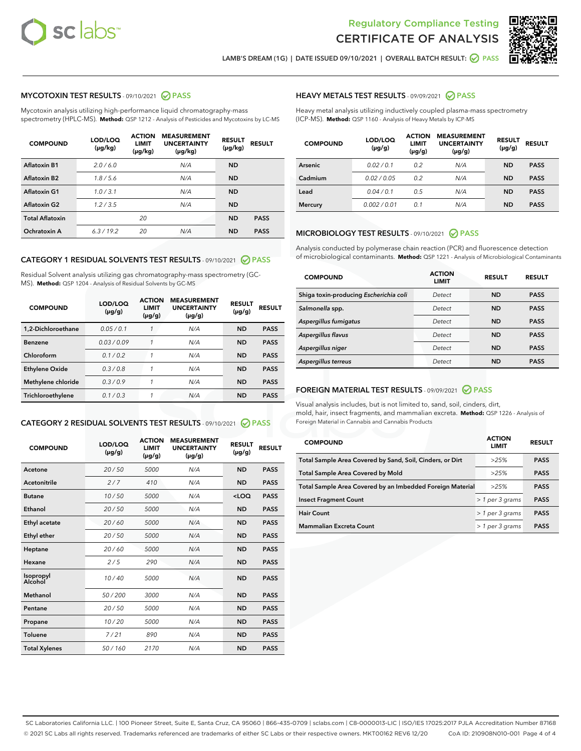Regulatory Compliance Testing
# CERTIFICATE OF ANALYSIS

LAMB'S DREAM (1G) | DATE ISSUED 09/10/2021 | OVERALL BATCH RESULT: PASS

## MYCOTOXIN TEST RESULTS - 09/10/2021 PASS

Mycotoxin analysis utilizing high-performance liquid chromatography-mass spectrometry (HPLC-MS). **Method:** QSP 1212 - Analysis of Pesticides and Mycotoxins by LC-MS

| COMPOUND | LOD/LOQ (µg/kg) | ACTION LIMIT (µg/kg) | MEASUREMENT UNCERTAINTY (µg/kg) | RESULT (µg/kg) | RESULT |
|---|---|---|---|---|---|
| Aflatoxin B1 | 2.0 / 6.0 | | N/A | ND | |
| Aflatoxin B2 | 1.8 / 5.6 | | N/A | ND | |
| Aflatoxin G1 | 1.0 / 3.1 | | N/A | ND | |
| Aflatoxin G2 | 1.2 / 3.5 | | N/A | ND | |
| Total Aflatoxin | | 20 | | ND | PASS |
| Ochratoxin A | 6.3 / 19.2 | 20 | N/A | ND | PASS |

## CATEGORY 1 RESIDUAL SOLVENTS TEST RESULTS - 09/10/2021 PASS

Residual Solvent analysis utilizing gas chromatography-mass spectrometry (GC-MS). **Method:** QSP 1204 - Analysis of Residual Solvents by GC-MS

| COMPOUND | LOD/LOQ (µg/g) | ACTION LIMIT (µg/g) | MEASUREMENT UNCERTAINTY (µg/g) | RESULT (µg/g) | RESULT |
|---|---|---|---|---|---|
| 1,2-Dichloroethane | 0.05 / 0.1 | 1 | N/A | ND | PASS |
| Benzene | 0.03 / 0.09 | 1 | N/A | ND | PASS |
| Chloroform | 0.1 / 0.2 | 1 | N/A | ND | PASS |
| Ethylene Oxide | 0.3 / 0.8 | 1 | N/A | ND | PASS |
| Methylene chloride | 0.3 / 0.9 | 1 | N/A | ND | PASS |
| Trichloroethylene | 0.1 / 0.3 | 1 | N/A | ND | PASS |

## CATEGORY 2 RESIDUAL SOLVENTS TEST RESULTS - 09/10/2021 PASS

| COMPOUND | LOD/LOQ (µg/g) | ACTION LIMIT (µg/g) | MEASUREMENT UNCERTAINTY (µg/g) | RESULT (µg/g) | RESULT |
|---|---|---|---|---|---|
| Acetone | 20 / 50 | 5000 | N/A | ND | PASS |
| Acetonitrile | 2 / 7 | 410 | N/A | ND | PASS |
| Butane | 10 / 50 | 5000 | N/A | <LOQ | PASS |
| Ethanol | 20 / 50 | 5000 | N/A | ND | PASS |
| Ethyl acetate | 20 / 60 | 5000 | N/A | ND | PASS |
| Ethyl ether | 20 / 50 | 5000 | N/A | ND | PASS |
| Heptane | 20 / 60 | 5000 | N/A | ND | PASS |
| Hexane | 2 / 5 | 290 | N/A | ND | PASS |
| Isopropyl Alcohol | 10 / 40 | 5000 | N/A | ND | PASS |
| Methanol | 50 / 200 | 3000 | N/A | ND | PASS |
| Pentane | 20 / 50 | 5000 | N/A | ND | PASS |
| Propane | 10 / 20 | 5000 | N/A | ND | PASS |
| Toluene | 7 / 21 | 890 | N/A | ND | PASS |
| Total Xylenes | 50 / 160 | 2170 | N/A | ND | PASS |

## HEAVY METALS TEST RESULTS - 09/09/2021 PASS

Heavy metal analysis utilizing inductively coupled plasma-mass spectrometry (ICP-MS). **Method:** QSP 1160 - Analysis of Heavy Metals by ICP-MS

| COMPOUND | LOD/LOQ (µg/g) | ACTION LIMIT (µg/g) | MEASUREMENT UNCERTAINTY (µg/g) | RESULT (µg/g) | RESULT |
|---|---|---|---|---|---|
| Arsenic | 0.02 / 0.1 | 0.2 | N/A | ND | PASS |
| Cadmium | 0.02 / 0.05 | 0.2 | N/A | ND | PASS |
| Lead | 0.04 / 0.1 | 0.5 | N/A | ND | PASS |
| Mercury | 0.002 / 0.01 | 0.1 | N/A | ND | PASS |

## MICROBIOLOGY TEST RESULTS - 09/10/2021 PASS

Analysis conducted by polymerase chain reaction (PCR) and fluorescence detection of microbiological contaminants. **Method:** QSP 1221 - Analysis of Microbiological Contaminants

| COMPOUND | ACTION LIMIT | RESULT | RESULT |
|---|---|---|---|
| Shiga toxin-producing *Escherichia coli* | Detect | ND | PASS |
| *Salmonella* spp. | Detect | ND | PASS |
| *Aspergillus fumigatus* | Detect | ND | PASS |
| *Aspergillus flavus* | Detect | ND | PASS |
| *Aspergillus niger* | Detect | ND | PASS |
| *Aspergillus terreus* | Detect | ND | PASS |

## FOREIGN MATERIAL TEST RESULTS - 09/09/2021 PASS

Visual analysis includes, but is not limited to, sand, soil, cinders, dirt, mold, hair, insect fragments, and mammalian excreta. **Method:** QSP 1226 - Analysis of Foreign Material in Cannabis and Cannabis Products

| COMPOUND | ACTION LIMIT | RESULT |
|---|---|---|
| Total Sample Area Covered by Sand, Soil, Cinders, or Dirt | >25% | PASS |
| Total Sample Area Covered by Mold | >25% | PASS |
| Total Sample Area Covered by an Imbedded Foreign Material | >25% | PASS |
| Insect Fragment Count | > 1 per 3 grams | PASS |
| Hair Count | > 1 per 3 grams | PASS |
| Mammalian Excreta Count | > 1 per 3 grams | PASS |

SC Laboratories California LLC. | 100 Pioneer Street, Suite E, Santa Cruz, CA 95060 | 866-435-0709 | sclabs.com | C8-0000013-LIC | ISO/IES 17025:2017 PJLA Accreditation Number 87168
© 2021 SC Labs all rights reserved. Trademarks referenced are trademarks of either SC Labs or their respective owners. MKT00162 REV6 12/20 CoA ID: 210908N010-001